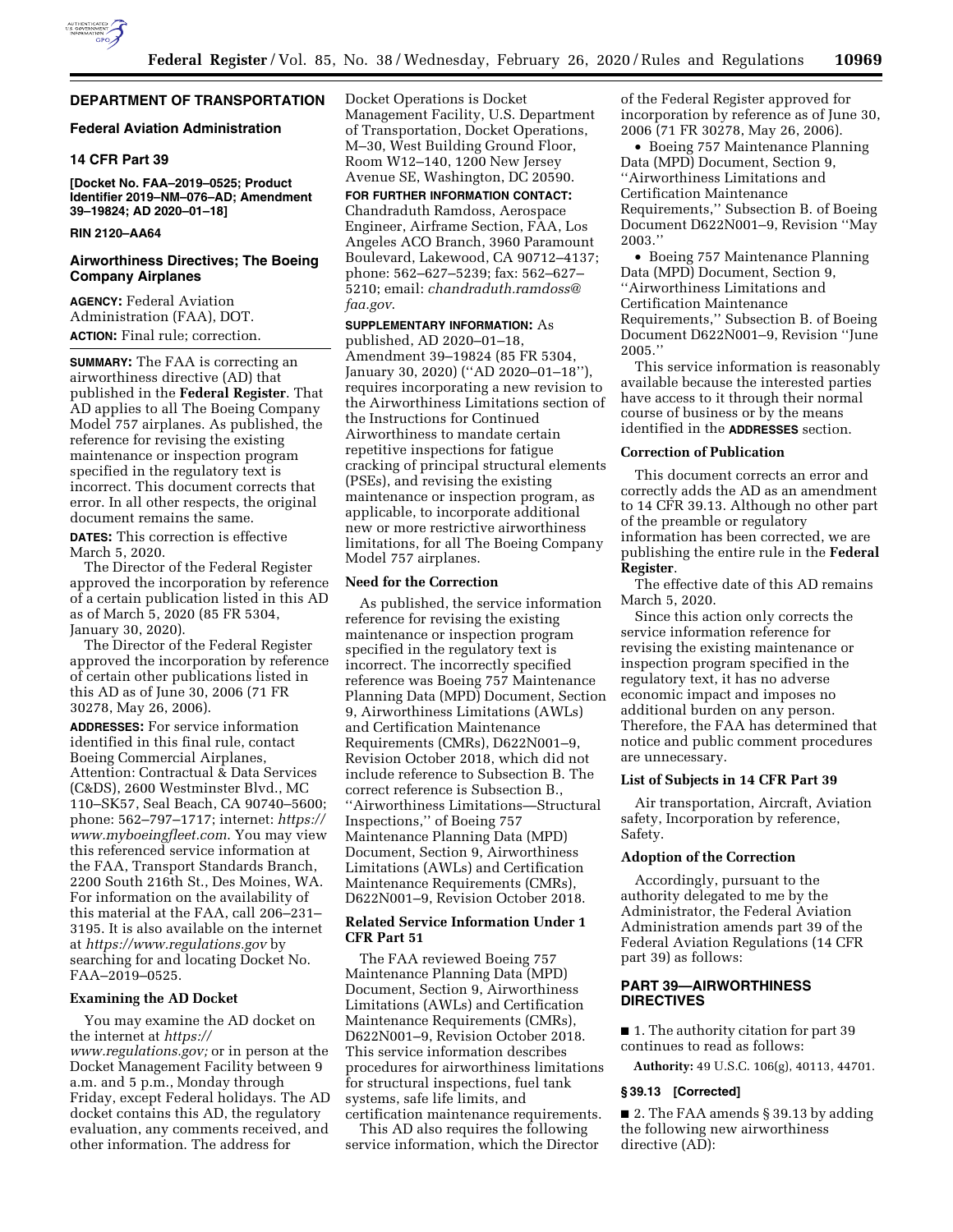## DEPARTMENT OF TRANSPORTATION

### Federal Aviation Administration

### 14 CFR Part 39

**[Docket No. FAA–2019–0525; Product Identifier 2019–NM–076–AD; Amendment 39–19824; AD 2020–01–18]**

**RIN 2120–AA64**

### Airworthiness Directives; The Boeing Company Airplanes

**AGENCY:** Federal Aviation Administration (FAA), DOT.

**ACTION:** Final rule; correction.

**SUMMARY:** The FAA is correcting an airworthiness directive (AD) that published in the **Federal Register**. That AD applies to all The Boeing Company Model 757 airplanes. As published, the reference for revising the existing maintenance or inspection program specified in the regulatory text is incorrect. This document corrects that error. In all other respects, the original document remains the same.

**DATES:** This correction is effective March 5, 2020.

The Director of the Federal Register approved the incorporation by reference of a certain publication listed in this AD as of March 5, 2020 (85 FR 5304, January 30, 2020).

The Director of the Federal Register approved the incorporation by reference of certain other publications listed in this AD as of June 30, 2006 (71 FR 30278, May 26, 2006).

**ADDRESSES:** For service information identified in this final rule, contact Boeing Commercial Airplanes, Attention: Contractual & Data Services (C&DS), 2600 Westminster Blvd., MC 110–SK57, Seal Beach, CA 90740–5600; phone: 562–797–1717; internet: *https://www.myboeingfleet.com*. You may view this referenced service information at the FAA, Transport Standards Branch, 2200 South 216th St., Des Moines, WA. For information on the availability of this material at the FAA, call 206–231–3195. It is also available on the internet at *https://www.regulations.gov* by searching for and locating Docket No. FAA–2019–0525.

#### Examining the AD Docket

You may examine the AD docket on the internet at *https://www.regulations.gov;* or in person at the Docket Management Facility between 9 a.m. and 5 p.m., Monday through Friday, except Federal holidays. The AD docket contains this AD, the regulatory evaluation, any comments received, and other information. The address for Docket Operations is Docket Management Facility, U.S. Department of Transportation, Docket Operations, M–30, West Building Ground Floor, Room W12–140, 1200 New Jersey Avenue SE, Washington, DC 20590.

**FOR FURTHER INFORMATION CONTACT:** Chandraduth Ramdoss, Aerospace Engineer, Airframe Section, FAA, Los Angeles ACO Branch, 3960 Paramount Boulevard, Lakewood, CA 90712–4137; phone: 562–627–5239; fax: 562–627–5210; email: *chandraduth.ramdoss@faa.gov*.

**SUPPLEMENTARY INFORMATION:** As published, AD 2020–01–18, Amendment 39–19824 (85 FR 5304, January 30, 2020) (''AD 2020–01–18''), requires incorporating a new revision to the Airworthiness Limitations section of the Instructions for Continued Airworthiness to mandate certain repetitive inspections for fatigue cracking of principal structural elements (PSEs), and revising the existing maintenance or inspection program, as applicable, to incorporate additional new or more restrictive airworthiness limitations, for all The Boeing Company Model 757 airplanes.

#### Need for the Correction

As published, the service information reference for revising the existing maintenance or inspection program specified in the regulatory text is incorrect. The incorrectly specified reference was Boeing 757 Maintenance Planning Data (MPD) Document, Section 9, Airworthiness Limitations (AWLs) and Certification Maintenance Requirements (CMRs), D622N001–9, Revision October 2018, which did not include reference to Subsection B. The correct reference is Subsection B., ''Airworthiness Limitations—Structural Inspections,'' of Boeing 757 Maintenance Planning Data (MPD) Document, Section 9, Airworthiness Limitations (AWLs) and Certification Maintenance Requirements (CMRs), D622N001–9, Revision October 2018.

#### Related Service Information Under 1 CFR Part 51

The FAA reviewed Boeing 757 Maintenance Planning Data (MPD) Document, Section 9, Airworthiness Limitations (AWLs) and Certification Maintenance Requirements (CMRs), D622N001–9, Revision October 2018. This service information describes procedures for airworthiness limitations for structural inspections, fuel tank systems, safe life limits, and certification maintenance requirements.

This AD also requires the following service information, which the Director of the Federal Register approved for incorporation by reference as of June 30, 2006 (71 FR 30278, May 26, 2006).

- Boeing 757 Maintenance Planning Data (MPD) Document, Section 9, ''Airworthiness Limitations and Certification Maintenance Requirements,'' Subsection B. of Boeing Document D622N001–9, Revision ''May 2003.''
- Boeing 757 Maintenance Planning Data (MPD) Document, Section 9, ''Airworthiness Limitations and Certification Maintenance Requirements,'' Subsection B. of Boeing Document D622N001–9, Revision ''June 2005.''

This service information is reasonably available because the interested parties have access to it through their normal course of business or by the means identified in the **ADDRESSES** section.

#### Correction of Publication

This document corrects an error and correctly adds the AD as an amendment to 14 CFR 39.13. Although no other part of the preamble or regulatory information has been corrected, we are publishing the entire rule in the **Federal Register**.

The effective date of this AD remains March 5, 2020.

Since this action only corrects the service information reference for revising the existing maintenance or inspection program specified in the regulatory text, it has no adverse economic impact and imposes no additional burden on any person. Therefore, the FAA has determined that notice and public comment procedures are unnecessary.

#### List of Subjects in 14 CFR Part 39

Air transportation, Aircraft, Aviation safety, Incorporation by reference, Safety.

#### Adoption of the Correction

Accordingly, pursuant to the authority delegated to me by the Administrator, the Federal Aviation Administration amends part 39 of the Federal Aviation Regulations (14 CFR part 39) as follows:

### PART 39—AIRWORTHINESS DIRECTIVES

■ 1. The authority citation for part 39 continues to read as follows:

**Authority:** 49 U.S.C. 106(g), 40113, 44701.

#### § 39.13 [Corrected]

■ 2. The FAA amends § 39.13 by adding the following new airworthiness directive (AD):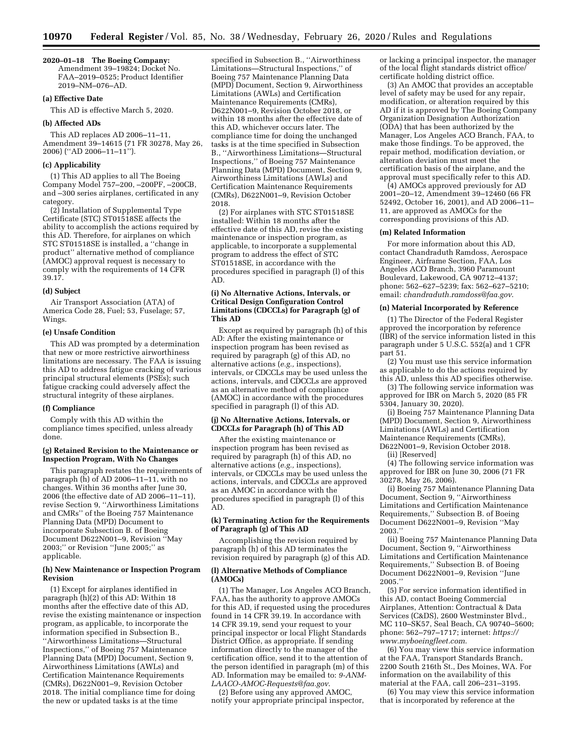**2020–01–18 The Boeing Company:** Amendment 39–19824; Docket No. FAA–2019–0525; Product Identifier 2019–NM–076–AD.

## (a) Effective Date

This AD is effective March 5, 2020.

## (b) Affected ADs

This AD replaces AD 2006–11–11, Amendment 39–14615 (71 FR 30278, May 26, 2006) (''AD 2006–11–11'').

## (c) Applicability

(1) This AD applies to all The Boeing Company Model 757–200, –200PF, –200CB, and –300 series airplanes, certificated in any category.

(2) Installation of Supplemental Type Certificate (STC) ST01518SE affects the ability to accomplish the actions required by this AD. Therefore, for airplanes on which STC ST01518SE is installed, a ''change in product'' alternative method of compliance (AMOC) approval request is necessary to comply with the requirements of 14 CFR 39.17.

## (d) Subject

Air Transport Association (ATA) of America Code 28, Fuel; 53, Fuselage; 57, Wings.

## (e) Unsafe Condition

This AD was prompted by a determination that new or more restrictive airworthiness limitations are necessary. The FAA is issuing this AD to address fatigue cracking of various principal structural elements (PSEs); such fatigue cracking could adversely affect the structural integrity of these airplanes.

## (f) Compliance

Comply with this AD within the compliance times specified, unless already done.

## (g) Retained Revision to the Maintenance or Inspection Program, With No Changes

This paragraph restates the requirements of paragraph (h) of AD 2006–11–11, with no changes. Within 36 months after June 30, 2006 (the effective date of AD 2006–11–11), revise Section 9, ''Airworthiness Limitations and CMRs'' of the Boeing 757 Maintenance Planning Data (MPD) Document to incorporate Subsection B. of Boeing Document D622N001–9, Revision ''May 2003;'' or Revision ''June 2005;'' as applicable.

## (h) New Maintenance or Inspection Program Revision

(1) Except for airplanes identified in paragraph (h)(2) of this AD: Within 18 months after the effective date of this AD, revise the existing maintenance or inspection program, as applicable, to incorporate the information specified in Subsection B., ''Airworthiness Limitations—Structural Inspections,'' of Boeing 757 Maintenance Planning Data (MPD) Document, Section 9, Airworthiness Limitations (AWLs) and Certification Maintenance Requirements (CMRs), D622N001–9, Revision October 2018. The initial compliance time for doing the new or updated tasks is at the time specified in Subsection B., ''Airworthiness Limitations—Structural Inspections,'' of Boeing 757 Maintenance Planning Data (MPD) Document, Section 9, Airworthiness Limitations (AWLs) and Certification Maintenance Requirements (CMRs), D622N001–9, Revision October 2018, or within 18 months after the effective date of this AD, whichever occurs later. The compliance time for doing the unchanged tasks is at the time specified in Subsection B., ''Airworthiness Limitations—Structural Inspections,'' of Boeing 757 Maintenance Planning Data (MPD) Document, Section 9, Airworthiness Limitations (AWLs) and Certification Maintenance Requirements (CMRs), D622N001–9, Revision October 2018.

(2) For airplanes with STC ST01518SE installed: Within 18 months after the effective date of this AD, revise the existing maintenance or inspection program, as applicable, to incorporate a supplemental program to address the effect of STC ST01518SE, in accordance with the procedures specified in paragraph (l) of this AD.

## (i) No Alternative Actions, Intervals, or Critical Design Configuration Control Limitations (CDCCLs) for Paragraph (g) of This AD

Except as required by paragraph (h) of this AD: After the existing maintenance or inspection program has been revised as required by paragraph (g) of this AD, no alternative actions (*e.g.,* inspections), intervals, or CDCCLs may be used unless the actions, intervals, and CDCCLs are approved as an alternative method of compliance (AMOC) in accordance with the procedures specified in paragraph (l) of this AD.

## (j) No Alternative Actions, Intervals, or CDCCLs for Paragraph (h) of This AD

After the existing maintenance or inspection program has been revised as required by paragraph (h) of this AD, no alternative actions (*e.g.,* inspections), intervals, or CDCCLs may be used unless the actions, intervals, and CDCCLs are approved as an AMOC in accordance with the procedures specified in paragraph (l) of this AD.

## (k) Terminating Action for the Requirements of Paragraph (g) of This AD

Accomplishing the revision required by paragraph (h) of this AD terminates the revision required by paragraph (g) of this AD.

## (l) Alternative Methods of Compliance (AMOCs)

(1) The Manager, Los Angeles ACO Branch, FAA, has the authority to approve AMOCs for this AD, if requested using the procedures found in 14 CFR 39.19. In accordance with 14 CFR 39.19, send your request to your principal inspector or local Flight Standards District Office, as appropriate. If sending information directly to the manager of the certification office, send it to the attention of the person identified in paragraph (m) of this AD. Information may be emailed to: *9-ANM-LAACO-AMOC-Requests@faa.gov*.

(2) Before using any approved AMOC, notify your appropriate principal inspector, or lacking a principal inspector, the manager of the local flight standards district office/certificate holding district office.

(3) An AMOC that provides an acceptable level of safety may be used for any repair, modification, or alteration required by this AD if it is approved by The Boeing Company Organization Designation Authorization (ODA) that has been authorized by the Manager, Los Angeles ACO Branch, FAA, to make those findings. To be approved, the repair method, modification deviation, or alteration deviation must meet the certification basis of the airplane, and the approval must specifically refer to this AD.

(4) AMOCs approved previously for AD 2001–20–12, Amendment 39–12460 (66 FR 52492, October 16, 2001), and AD 2006–11–11, are approved as AMOCs for the corresponding provisions of this AD.

## (m) Related Information

For more information about this AD, contact Chandraduth Ramdoss, Aerospace Engineer, Airframe Section, FAA, Los Angeles ACO Branch, 3960 Paramount Boulevard, Lakewood, CA 90712–4137; phone: 562–627–5239; fax: 562–627–5210; email: *chandraduth.ramdoss@faa.gov*.

## (n) Material Incorporated by Reference

(1) The Director of the Federal Register approved the incorporation by reference (IBR) of the service information listed in this paragraph under 5 U.S.C. 552(a) and 1 CFR part 51.

(2) You must use this service information as applicable to do the actions required by this AD, unless this AD specifies otherwise.

(3) The following service information was approved for IBR on March 5, 2020 (85 FR 5304, January 30, 2020).

(i) Boeing 757 Maintenance Planning Data (MPD) Document, Section 9, Airworthiness Limitations (AWLs) and Certification Maintenance Requirements (CMRs), D622N001–9, Revision October 2018.

(ii) [Reserved]

(4) The following service information was approved for IBR on June 30, 2006 (71 FR 30278, May 26, 2006).

(i) Boeing 757 Maintenance Planning Data Document, Section 9, ''Airworthiness Limitations and Certification Maintenance Requirements,'' Subsection B. of Boeing Document D622N001–9, Revision ''May 2003.''

(ii) Boeing 757 Maintenance Planning Data Document, Section 9, ''Airworthiness Limitations and Certification Maintenance Requirements,'' Subsection B. of Boeing Document D622N001–9, Revision ''June 2005.''

(5) For service information identified in this AD, contact Boeing Commercial Airplanes, Attention: Contractual & Data Services (C&DS), 2600 Westminster Blvd., MC 110–SK57, Seal Beach, CA 90740–5600; phone: 562–797–1717; internet: *https://www.myboeingfleet.com*.

(6) You may view this service information at the FAA, Transport Standards Branch, 2200 South 216th St., Des Moines, WA. For information on the availability of this material at the FAA, call 206–231–3195.

(6) You may view this service information that is incorporated by reference at the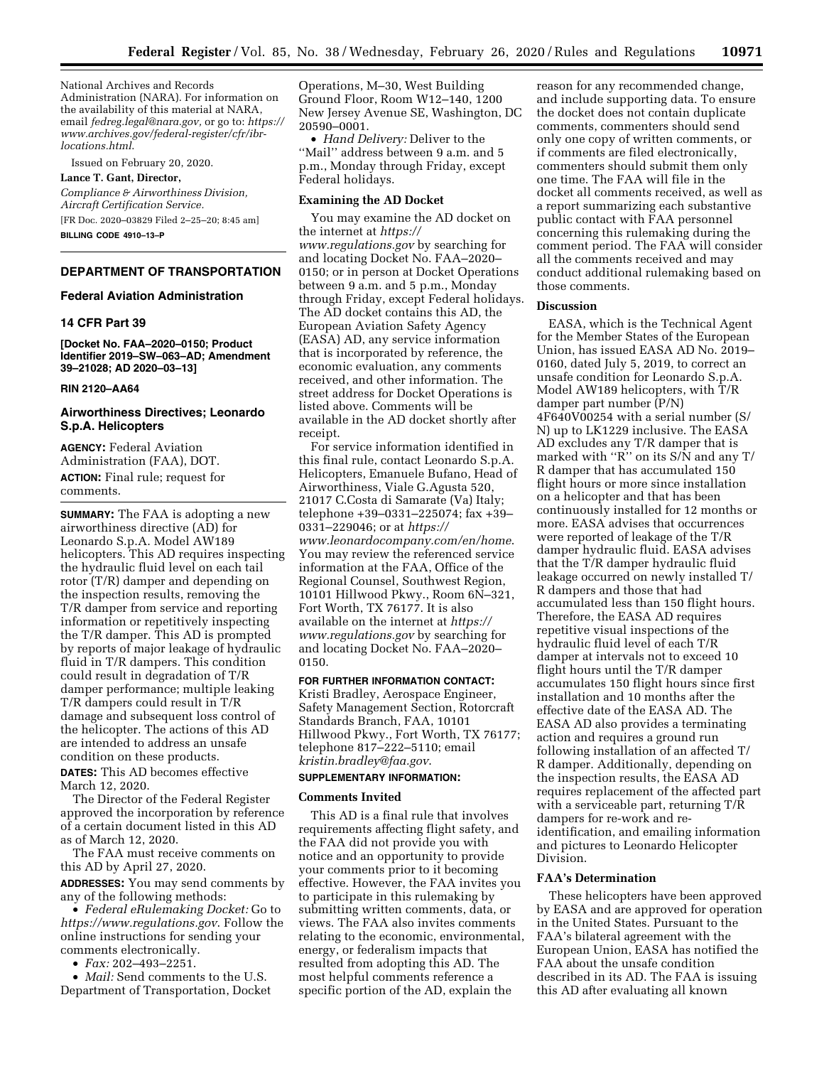National Archives and Records Administration (NARA). For information on the availability of this material at NARA, email *fedreg.legal@nara.gov,* or go to: *https://www.archives.gov/federal-register/cfr/ibr-locations.html.*

Issued on February 20, 2020.

**Lance T. Gant, Director,**

*Compliance & Airworthiness Division, Aircraft Certification Service.*

[FR Doc. 2020–03829 Filed 2–25–20; 8:45 am]

**BILLING CODE 4910–13–P**

## DEPARTMENT OF TRANSPORTATION

### Federal Aviation Administration

### 14 CFR Part 39

**[Docket No. FAA–2020–0150; Product Identifier 2019–SW–063–AD; Amendment 39–21028; AD 2020–03–13]**

**RIN 2120–AA64**

### Airworthiness Directives; Leonardo S.p.A. Helicopters

**AGENCY:** Federal Aviation Administration (FAA), DOT.

**ACTION:** Final rule; request for comments.

**SUMMARY:** The FAA is adopting a new airworthiness directive (AD) for Leonardo S.p.A. Model AW189 helicopters. This AD requires inspecting the hydraulic fluid level on each tail rotor (T/R) damper and depending on the inspection results, removing the T/R damper from service and reporting information or repetitively inspecting the T/R damper. This AD is prompted by reports of major leakage of hydraulic fluid in T/R dampers. This condition could result in degradation of T/R damper performance; multiple leaking T/R dampers could result in T/R damage and subsequent loss control of the helicopter. The actions of this AD are intended to address an unsafe condition on these products.

**DATES:** This AD becomes effective March 12, 2020.

The Director of the Federal Register approved the incorporation by reference of a certain document listed in this AD as of March 12, 2020.

The FAA must receive comments on this AD by April 27, 2020.

**ADDRESSES:** You may send comments by any of the following methods:

- *Federal eRulemaking Docket:* Go to *https://www.regulations.gov*. Follow the online instructions for sending your comments electronically.
- *Fax:* 202–493–2251.
- *Mail:* Send comments to the U.S. Department of Transportation, Docket Operations, M–30, West Building Ground Floor, Room W12–140, 1200 New Jersey Avenue SE, Washington, DC 20590–0001.
- *Hand Delivery:* Deliver to the ''Mail'' address between 9 a.m. and 5 p.m., Monday through Friday, except Federal holidays.

**Examining the AD Docket**

You may examine the AD docket on the internet at *https://www.regulations.gov* by searching for and locating Docket No. FAA–2020–0150; or in person at Docket Operations between 9 a.m. and 5 p.m., Monday through Friday, except Federal holidays. The AD docket contains this AD, the European Aviation Safety Agency (EASA) AD, any service information that is incorporated by reference, the economic evaluation, any comments received, and other information. The street address for Docket Operations is listed above. Comments will be available in the AD docket shortly after receipt.

For service information identified in this final rule, contact Leonardo S.p.A. Helicopters, Emanuele Bufano, Head of Airworthiness, Viale G.Agusta 520, 21017 C.Costa di Samarate (Va) Italy; telephone +39–0331–225074; fax +39–0331–229046; or at *https://www.leonardocompany.com/en/home*. You may review the referenced service information at the FAA, Office of the Regional Counsel, Southwest Region, 10101 Hillwood Pkwy., Room 6N–321, Fort Worth, TX 76177. It is also available on the internet at *https://www.regulations.gov* by searching for and locating Docket No. FAA–2020–0150.

**FOR FURTHER INFORMATION CONTACT:** Kristi Bradley, Aerospace Engineer, Safety Management Section, Rotorcraft Standards Branch, FAA, 10101 Hillwood Pkwy., Fort Worth, TX 76177; telephone 817–222–5110; email *kristin.bradley@faa.gov*.

**SUPPLEMENTARY INFORMATION:**

**Comments Invited**

This AD is a final rule that involves requirements affecting flight safety, and the FAA did not provide you with notice and an opportunity to provide your comments prior to it becoming effective. However, the FAA invites you to participate in this rulemaking by submitting written comments, data, or views. The FAA also invites comments relating to the economic, environmental, energy, or federalism impacts that resulted from adopting this AD. The most helpful comments reference a specific portion of the AD, explain the reason for any recommended change, and include supporting data. To ensure the docket does not contain duplicate comments, commenters should send only one copy of written comments, or if comments are filed electronically, commenters should submit them only one time. The FAA will file in the docket all comments received, as well as a report summarizing each substantive public contact with FAA personnel concerning this rulemaking during the comment period. The FAA will consider all the comments received and may conduct additional rulemaking based on those comments.

**Discussion**

EASA, which is the Technical Agent for the Member States of the European Union, has issued EASA AD No. 2019–0160, dated July 5, 2019, to correct an unsafe condition for Leonardo S.p.A. Model AW189 helicopters, with T/R damper part number (P/N) 4F640V00254 with a serial number (S/N) up to LK1229 inclusive. The EASA AD excludes any T/R damper that is marked with ''R'' on its S/N and any T/R damper that has accumulated 150 flight hours or more since installation on a helicopter and that has been continuously installed for 12 months or more. EASA advises that occurrences were reported of leakage of the T/R damper hydraulic fluid. EASA advises that the T/R damper hydraulic fluid leakage occurred on newly installed T/R dampers and those that had accumulated less than 150 flight hours. Therefore, the EASA AD requires repetitive visual inspections of the hydraulic fluid level of each T/R damper at intervals not to exceed 10 flight hours until the T/R damper accumulates 150 flight hours since first installation and 10 months after the effective date of the EASA AD. The EASA AD also provides a terminating action and requires a ground run following installation of an affected T/R damper. Additionally, depending on the inspection results, the EASA AD requires replacement of the affected part with a serviceable part, returning T/R dampers for re-work and re-identification, and emailing information and pictures to Leonardo Helicopter Division.

**FAA's Determination**

These helicopters have been approved by EASA and are approved for operation in the United States. Pursuant to the FAA's bilateral agreement with the European Union, EASA has notified the FAA about the unsafe condition described in its AD. The FAA is issuing this AD after evaluating all known